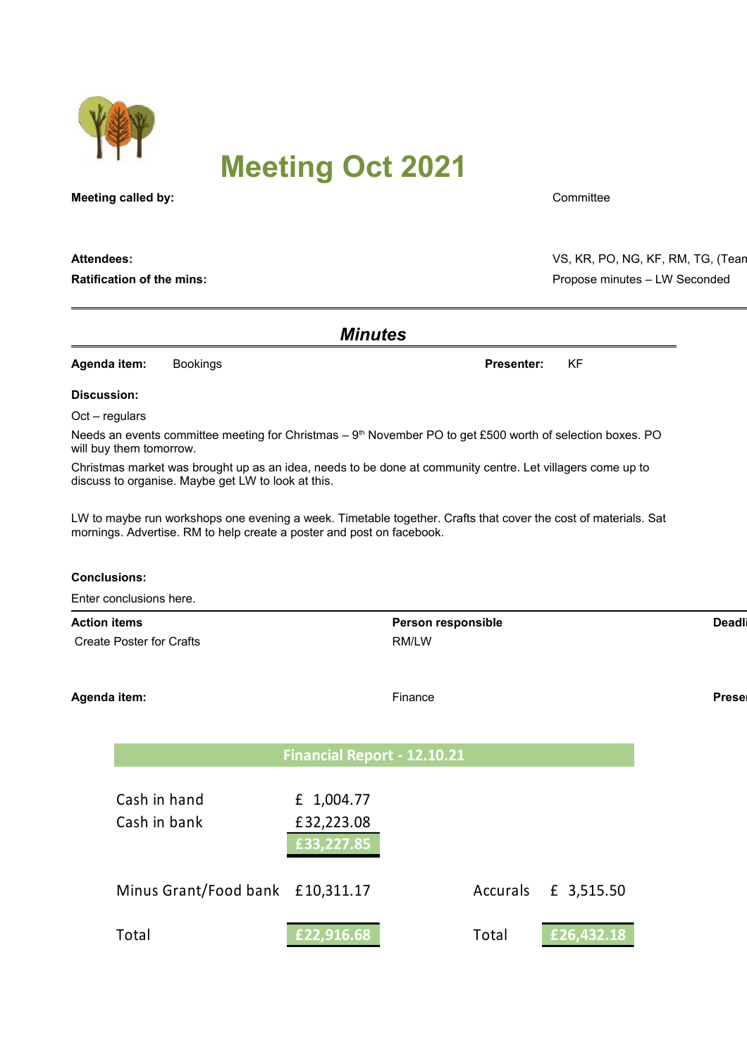# Meeting Oct 2021

**Meeting called by:** Committee

**Attendees:** VS, KR, PO, NG, KF, RM, TG, (Tean

**Ratification of the mins:** Propose minutes – LW Seconded

---

## *Minutes*

**Agenda item:** Bookings **Presenter:** KF

**Discussion:**

Oct – regulars

Needs an events committee meeting for Christmas – 9th November PO to get £500 worth of selection boxes. PO will buy them tomorrow.

Christmas market was brought up as an idea, needs to be done at community centre. Let villagers come up to discuss to organise. Maybe get LW to look at this.

LW to maybe run workshops one evening a week. Timetable together. Crafts that cover the cost of materials. Sat mornings. Advertise. RM to help create a poster and post on facebook.

**Conclusions:**

Enter conclusions here.

| Action items | Person responsible | Deadli |
|---|---|---|
| Create Poster for Crafts | RM/LW | |

**Agenda item:** Finance **Preser**

**Financial Report - 12.10.21**

| | | | | |
|---|---|---|---|---|
| Cash in hand | £ 1,004.77 | | | |
| Cash in bank | £32,223.08 | | | |
| | **£33,227.85** | | | |
| Minus Grant/Food bank | £10,311.17 | | Accurals | £ 3,515.50 |
| Total | **£22,916.68** | | Total | **£26,432.18** |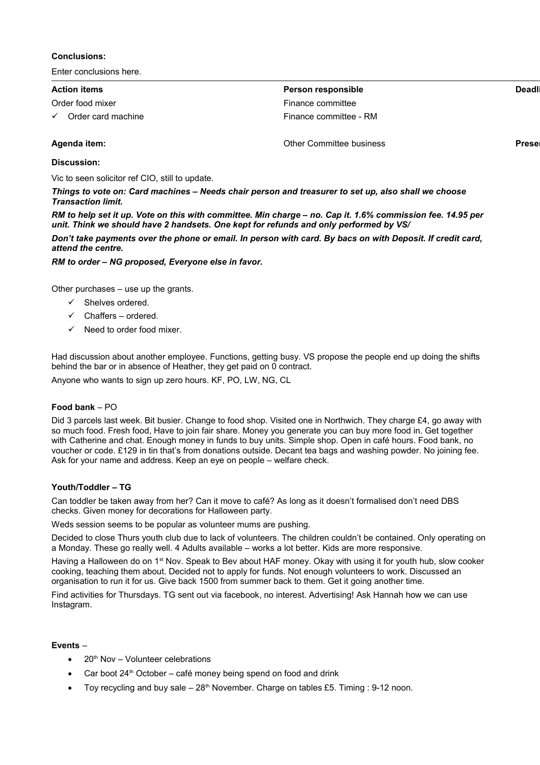**Conclusions:**

Enter conclusions here.

| Action items | Person responsible | Deadli |
|---|---|---|
| Order food mixer | Finance committee | |
| ✓ Order card machine | Finance committee - RM | |

| **Agenda item:** | Other Committee business | **Preser** |
|---|---|---|

**Discussion:**

Vic to seen solicitor ref CIO, still to update.

***Things to vote on: Card machines – Needs chair person and treasurer to set up, also shall we choose Transaction limit.***

***RM to help set it up. Vote on this with committee. Min charge – no. Cap it. 1.6% commission fee. 14.95 per unit. Think we should have 2 handsets. One kept for refunds and only performed by VS/***

***Don't take payments over the phone or email. In person with card. By bacs on with Deposit. If credit card, attend the centre.***

***RM to order – NG proposed, Everyone else in favor.***

Other purchases – use up the grants.

- ✓ Shelves ordered.
- ✓ Chaffers – ordered.
- ✓ Need to order food mixer.

Had discussion about another employee. Functions, getting busy. VS propose the people end up doing the shifts behind the bar or in absence of Heather, they get paid on 0 contract.

Anyone who wants to sign up zero hours. KF, PO, LW, NG, CL

**Food bank** – PO

Did 3 parcels last week. Bit busier. Change to food shop. Visited one in Northwich. They charge £4, go away with so much food. Fresh food, Have to join fair share. Money you generate you can buy more food in. Get together with Catherine and chat. Enough money in funds to buy units. Simple shop. Open in café hours. Food bank, no voucher or code. £129 in tin that's from donations outside. Decant tea bags and washing powder. No joining fee. Ask for your name and address. Keep an eye on people – welfare check.

**Youth/Toddler – TG**

Can toddler be taken away from her? Can it move to café? As long as it doesn't formalised don't need DBS checks. Given money for decorations for Halloween party.

Weds session seems to be popular as volunteer mums are pushing.

Decided to close Thurs youth club due to lack of volunteers. The children couldn't be contained. Only operating on a Monday. These go really well. 4 Adults available – works a lot better. Kids are more responsive.

Having a Halloween do on 1st Nov. Speak to Bev about HAF money. Okay with using it for youth hub, slow cooker cooking, teaching them about. Decided not to apply for funds. Not enough volunteers to work. Discussed an organisation to run it for us. Give back 1500 from summer back to them. Get it going another time.

Find activities for Thursdays. TG sent out via facebook, no interest. Advertising! Ask Hannah how we can use Instagram.

**Events** –

- 20th Nov – Volunteer celebrations
- Car boot 24th October – café money being spend on food and drink
- Toy recycling and buy sale – 28th November. Charge on tables £5. Timing : 9-12 noon.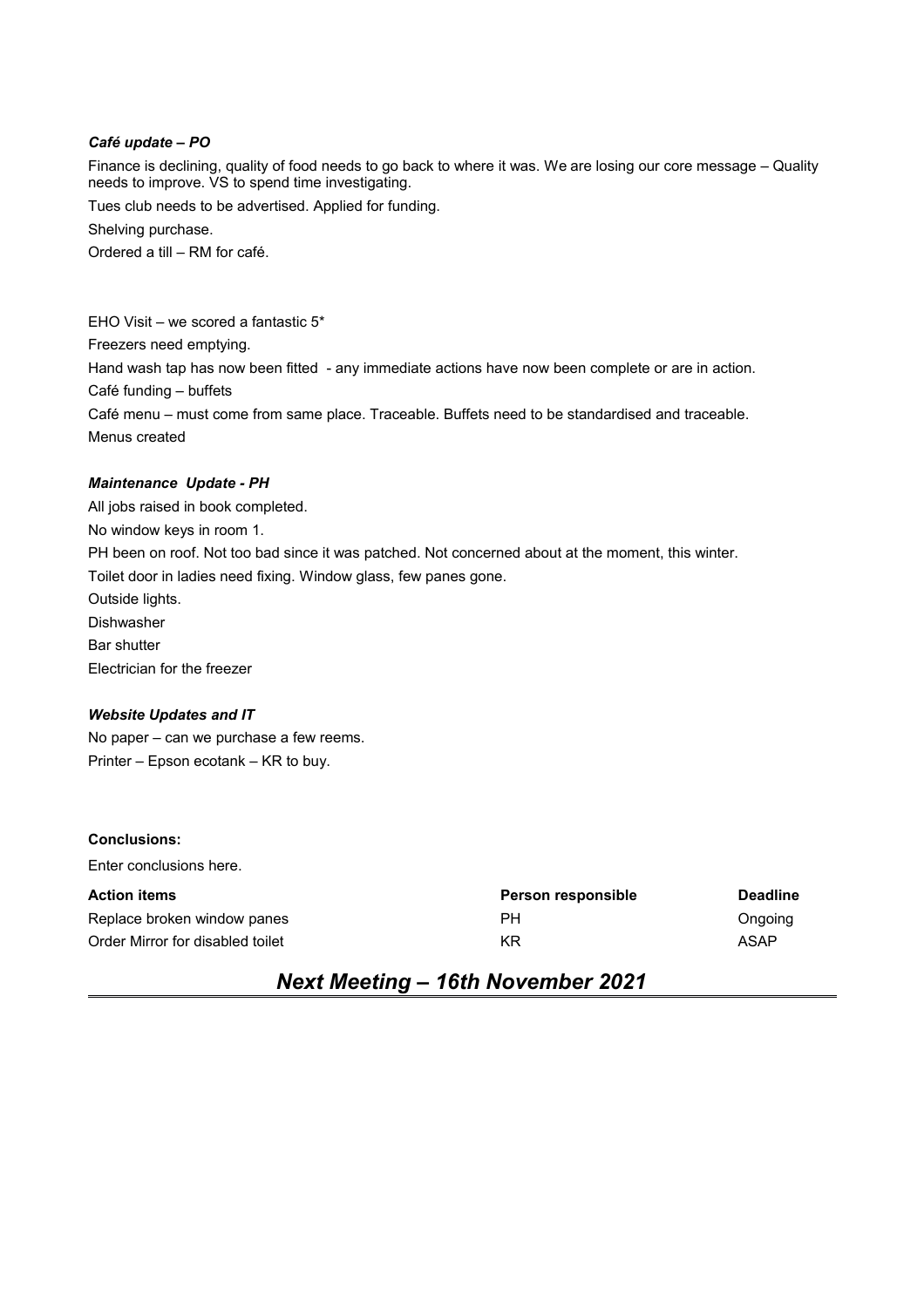***Café update – PO***

Finance is declining, quality of food needs to go back to where it was. We are losing our core message – Quality needs to improve. VS to spend time investigating.

Tues club needs to be advertised. Applied for funding.

Shelving purchase.

Ordered a till – RM for café.

EHO Visit – we scored a fantastic 5*

Freezers need emptying.

Hand wash tap has now been fitted - any immediate actions have now been complete or are in action.

Café funding – buffets

Café menu – must come from same place. Traceable. Buffets need to be standardised and traceable.

Menus created

***Maintenance Update - PH***

All jobs raised in book completed.

No window keys in room 1.

PH been on roof. Not too bad since it was patched. Not concerned about at the moment, this winter.

Toilet door in ladies need fixing. Window glass, few panes gone.

Outside lights.

Dishwasher

Bar shutter

Electrician for the freezer

***Website Updates and IT***

No paper – can we purchase a few reems.

Printer – Epson ecotank – KR to buy.

**Conclusions:**

Enter conclusions here.

| Action items | Person responsible | Deadline |
|---|---|---|
| Replace broken window panes | PH | Ongoing |
| Order Mirror for disabled toilet | KR | ASAP |

## *Next Meeting – 16th November 2021*